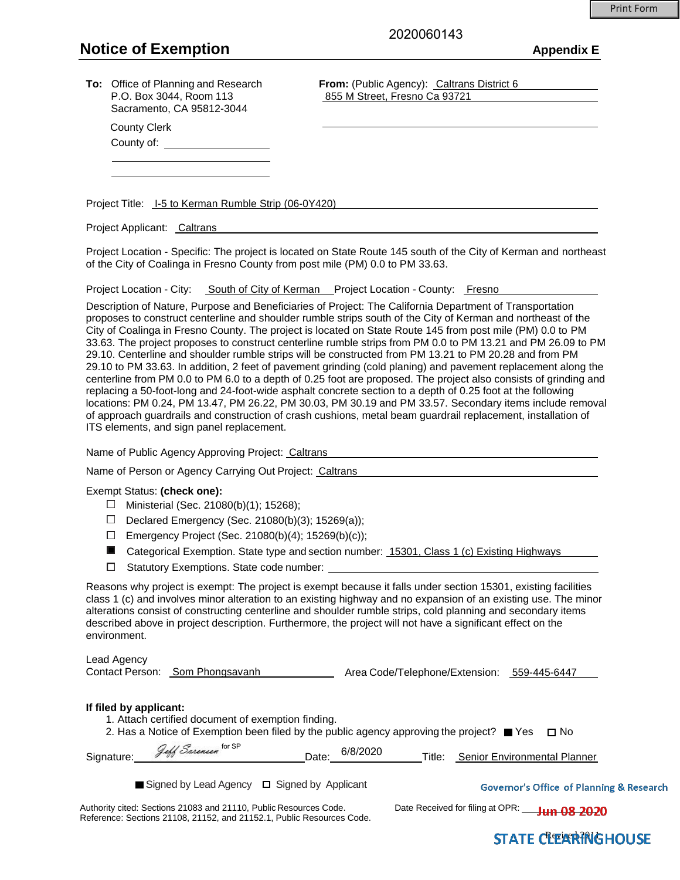Print Form

2020060143

# Notice of Exemption

**Appendix E**

**To:** Office of Planning and Research
P.O. Box 3044, Room 113
Sacramento, CA 95812-3044

County Clerk
County of: ______________

**From:** (Public Agency): Caltrans District 6
855 M Street, Fresno Ca 93721

Project Title: I-5 to Kerman Rumble Strip (06-0Y420)

Project Applicant: Caltrans

Project Location - Specific: The project is located on State Route 145 south of the City of Kerman and northeast of the City of Coalinga in Fresno County from post mile (PM) 0.0 to PM 33.63.

Project Location - City: South of City of Kerman Project Location - County: Fresno

Description of Nature, Purpose and Beneficiaries of Project: The California Department of Transportation proposes to construct centerline and shoulder rumble strips south of the City of Kerman and northeast of the City of Coalinga in Fresno County. The project is located on State Route 145 from post mile (PM) 0.0 to PM 33.63. The project proposes to construct centerline rumble strips from PM 0.0 to PM 13.21 and PM 26.09 to PM 29.10. Centerline and shoulder rumble strips will be constructed from PM 13.21 to PM 20.28 and from PM 29.10 to PM 33.63. In addition, 2 feet of pavement grinding (cold planing) and pavement replacement along the centerline from PM 0.0 to PM 6.0 to a depth of 0.25 foot are proposed. The project also consists of grinding and replacing a 50-foot-long and 24-foot-wide asphalt concrete section to a depth of 0.25 foot at the following locations: PM 0.24, PM 13.47, PM 26.22, PM 30.03, PM 30.19 and PM 33.57. Secondary items include removal of approach guardrails and construction of crash cushions, metal beam guardrail replacement, installation of ITS elements, and sign panel replacement.

Name of Public Agency Approving Project: Caltrans

Name of Person or Agency Carrying Out Project: Caltrans

Exempt Status: **(check one):**

- ☐ Ministerial (Sec. 21080(b)(1); 15268);
- ☐ Declared Emergency (Sec. 21080(b)(3); 15269(a));
- ☐ Emergency Project (Sec. 21080(b)(4); 15269(b)(c));
- ■ Categorical Exemption. State type and section number: 15301, Class 1 (c) Existing Highways
- ☐ Statutory Exemptions. State code number: ______________

Reasons why project is exempt: The project is exempt because it falls under section 15301, existing facilities class 1 (c) and involves minor alteration to an existing highway and no expansion of an existing use. The minor alterations consist of constructing centerline and shoulder rumble strips, cold planing and secondary items described above in project description. Furthermore, the project will not have a significant effect on the environment.

Lead Agency
Contact Person: Som Phongsavanh Area Code/Telephone/Extension: 559-445-6447

**If filed by applicant:**

1. Attach certified document of exemption finding.
2. Has a Notice of Exemption been filed by the public agency approving the project? ■ Yes ☐ No

Signature: Jeff Sorensen for SP Date: 6/8/2020 Title: Senior Environmental Planner

■ Signed by Lead Agency ☐ Signed by Applicant

Authority cited: Sections 21083 and 21110, Public Resources Code.
Reference: Sections 21108, 21152, and 21152.1, Public Resources Code.

Governor's Office of Planning & Research

Date Received for filing at OPR: Jun 08 2020

STATE CLEARINGHOUSE

Revised 2011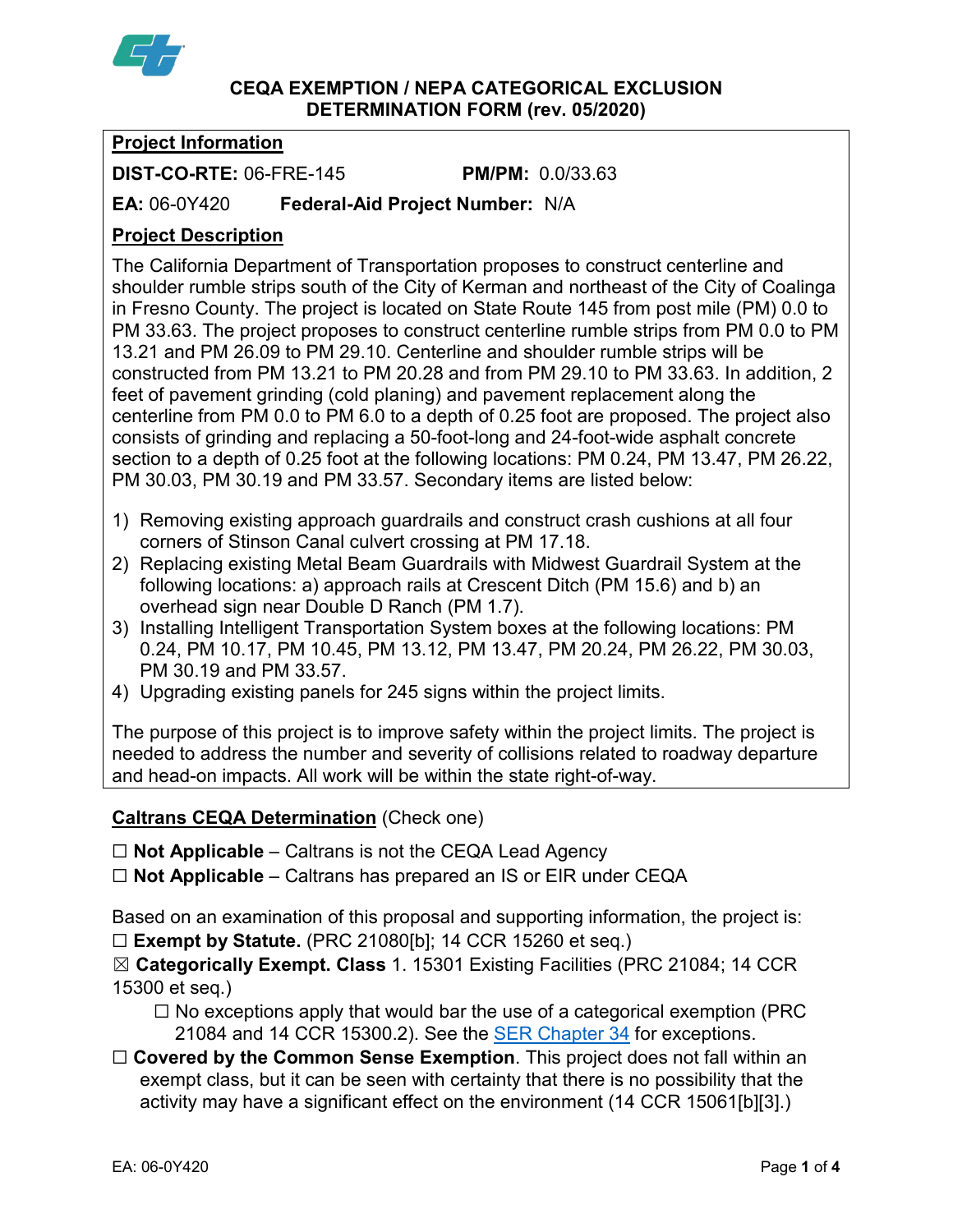**CEQA EXEMPTION / NEPA CATEGORICAL EXCLUSION DETERMINATION FORM (rev. 05/2020)**

**Project Information**

**DIST-CO-RTE:** 06-FRE-145 **PM/PM:** 0.0/33.63

**EA:** 06-0Y420 **Federal-Aid Project Number:** N/A

**Project Description**

The California Department of Transportation proposes to construct centerline and shoulder rumble strips south of the City of Kerman and northeast of the City of Coalinga in Fresno County. The project is located on State Route 145 from post mile (PM) 0.0 to PM 33.63. The project proposes to construct centerline rumble strips from PM 0.0 to PM 13.21 and PM 26.09 to PM 29.10. Centerline and shoulder rumble strips will be constructed from PM 13.21 to PM 20.28 and from PM 29.10 to PM 33.63. In addition, 2 feet of pavement grinding (cold planing) and pavement replacement along the centerline from PM 0.0 to PM 6.0 to a depth of 0.25 foot are proposed. The project also consists of grinding and replacing a 50-foot-long and 24-foot-wide asphalt concrete section to a depth of 0.25 foot at the following locations: PM 0.24, PM 13.47, PM 26.22, PM 30.03, PM 30.19 and PM 33.57. Secondary items are listed below:

1) Removing existing approach guardrails and construct crash cushions at all four corners of Stinson Canal culvert crossing at PM 17.18.
2) Replacing existing Metal Beam Guardrails with Midwest Guardrail System at the following locations: a) approach rails at Crescent Ditch (PM 15.6) and b) an overhead sign near Double D Ranch (PM 1.7).
3) Installing Intelligent Transportation System boxes at the following locations: PM 0.24, PM 10.17, PM 10.45, PM 13.12, PM 13.47, PM 20.24, PM 26.22, PM 30.03, PM 30.19 and PM 33.57.
4) Upgrading existing panels for 245 signs within the project limits.

The purpose of this project is to improve safety within the project limits. The project is needed to address the number and severity of collisions related to roadway departure and head-on impacts. All work will be within the state right-of-way.

**Caltrans CEQA Determination** (Check one)

☐ **Not Applicable** – Caltrans is not the CEQA Lead Agency

☐ **Not Applicable** – Caltrans has prepared an IS or EIR under CEQA

Based on an examination of this proposal and supporting information, the project is:

☐ **Exempt by Statute.** (PRC 21080[b]; 14 CCR 15260 et seq.)

☒ **Categorically Exempt. Class** 1. 15301 Existing Facilities (PRC 21084; 14 CCR 15300 et seq.)

☐ No exceptions apply that would bar the use of a categorical exemption (PRC 21084 and 14 CCR 15300.2). See the SER Chapter 34 for exceptions.

☐ **Covered by the Common Sense Exemption**. This project does not fall within an exempt class, but it can be seen with certainty that there is no possibility that the activity may have a significant effect on the environment (14 CCR 15061[b][3].)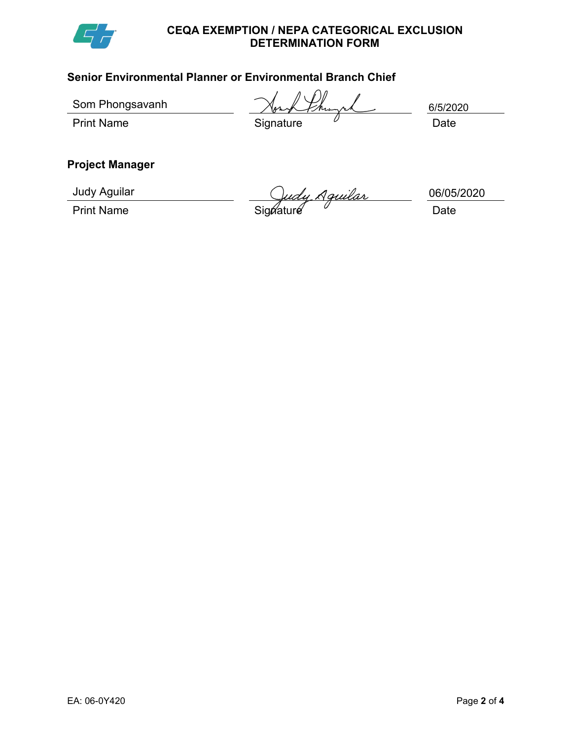**CEQA EXEMPTION / NEPA CATEGORICAL EXCLUSION DETERMINATION FORM**

### Senior Environmental Planner or Environmental Branch Chief

| Som Phongsavanh | | 6/5/2020 |
|---|---|---|
| Print Name | Signature | Date |

### Project Manager

| Judy Aguilar | | 06/05/2020 |
|---|---|---|
| Print Name | Signature | Date |

EA: 06-0Y420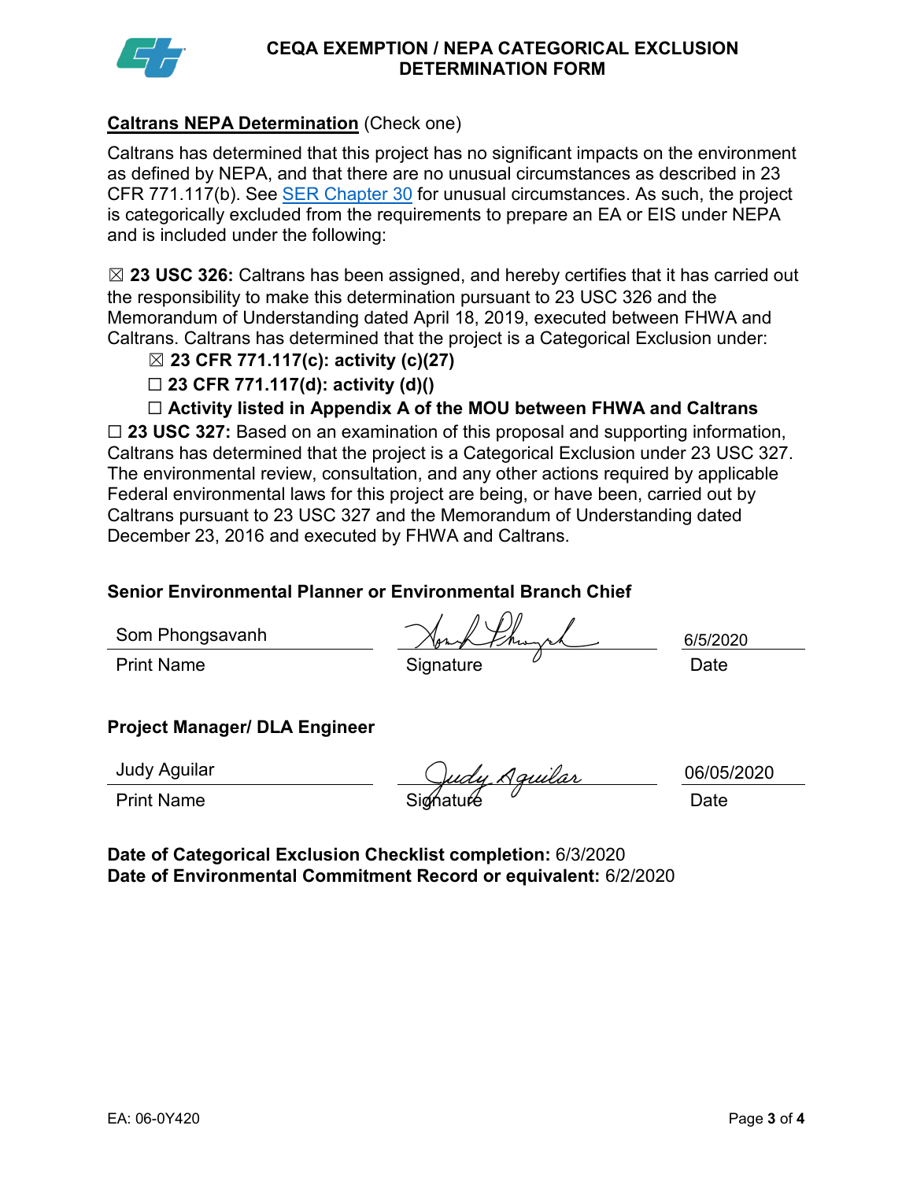# CEQA EXEMPTION / NEPA CATEGORICAL EXCLUSION DETERMINATION FORM

**Caltrans NEPA Determination** (Check one)

Caltrans has determined that this project has no significant impacts on the environment as defined by NEPA, and that there are no unusual circumstances as described in 23 CFR 771.117(b). See SER Chapter 30 for unusual circumstances. As such, the project is categorically excluded from the requirements to prepare an EA or EIS under NEPA and is included under the following:

☒ **23 USC 326:** Caltrans has been assigned, and hereby certifies that it has carried out the responsibility to make this determination pursuant to 23 USC 326 and the Memorandum of Understanding dated April 18, 2019, executed between FHWA and Caltrans. Caltrans has determined that the project is a Categorical Exclusion under:

- ☒ **23 CFR 771.117(c): activity (c)(27)**
- ☐ **23 CFR 771.117(d): activity (d)()**
- ☐ **Activity listed in Appendix A of the MOU between FHWA and Caltrans**

☐ **23 USC 327:** Based on an examination of this proposal and supporting information, Caltrans has determined that the project is a Categorical Exclusion under 23 USC 327. The environmental review, consultation, and any other actions required by applicable Federal environmental laws for this project are being, or have been, carried out by Caltrans pursuant to 23 USC 327 and the Memorandum of Understanding dated December 23, 2016 and executed by FHWA and Caltrans.

**Senior Environmental Planner or Environmental Branch Chief**

| Som Phongsavanh | [Signature] | 6/5/2020 |
|---|---|---|
| Print Name | Signature | Date |

**Project Manager/ DLA Engineer**

| Judy Aguilar | [Signature] | 06/05/2020 |
|---|---|---|
| Print Name | Signature | Date |

**Date of Categorical Exclusion Checklist completion:** 6/3/2020
**Date of Environmental Commitment Record or equivalent:** 6/2/2020

EA: 06-0Y420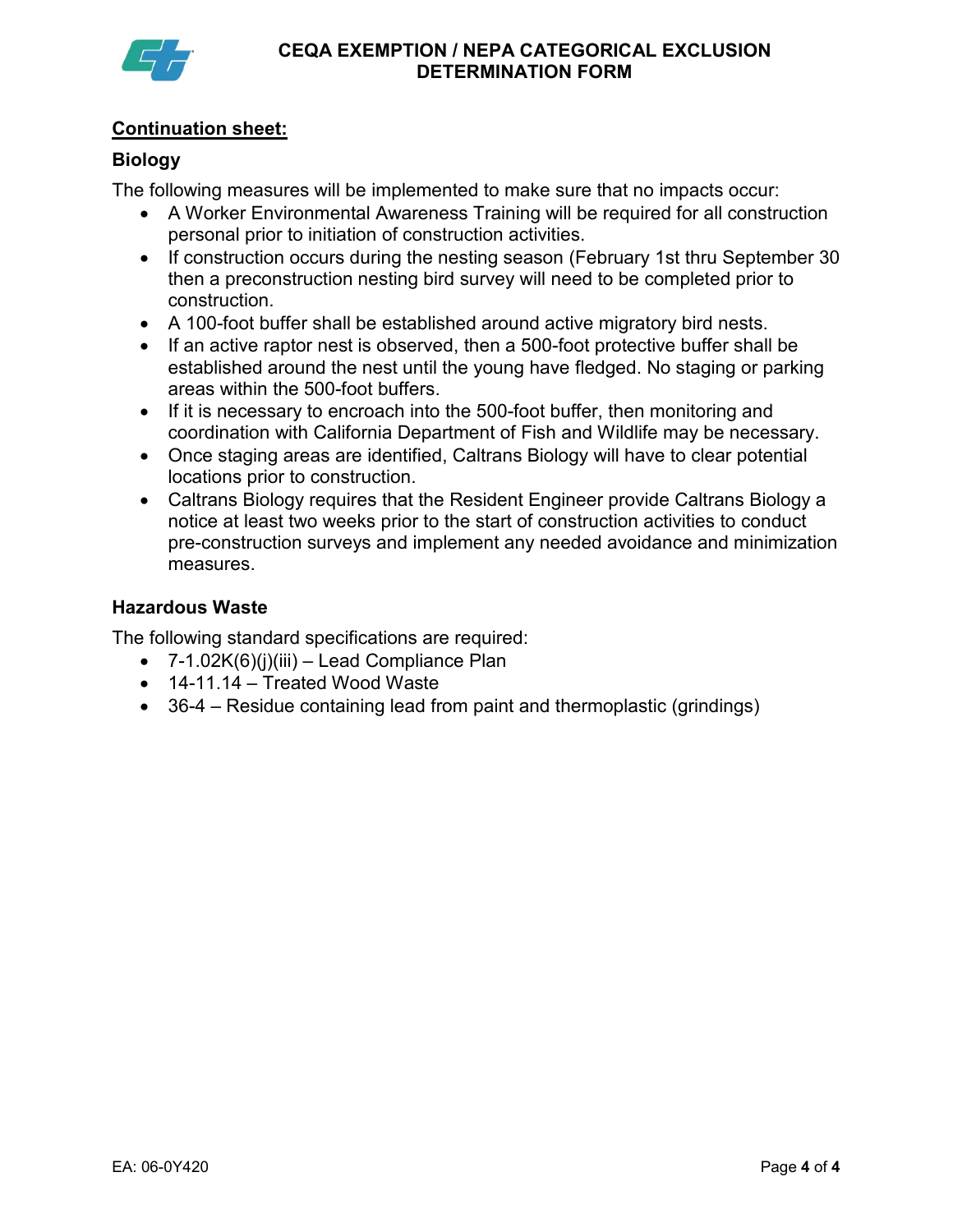**Continuation sheet:**

### Biology

The following measures will be implemented to make sure that no impacts occur:

- A Worker Environmental Awareness Training will be required for all construction personal prior to initiation of construction activities.
- If construction occurs during the nesting season (February 1st thru September 30 then a preconstruction nesting bird survey will need to be completed prior to construction.
- A 100-foot buffer shall be established around active migratory bird nests.
- If an active raptor nest is observed, then a 500-foot protective buffer shall be established around the nest until the young have fledged. No staging or parking areas within the 500-foot buffers.
- If it is necessary to encroach into the 500-foot buffer, then monitoring and coordination with California Department of Fish and Wildlife may be necessary.
- Once staging areas are identified, Caltrans Biology will have to clear potential locations prior to construction.
- Caltrans Biology requires that the Resident Engineer provide Caltrans Biology a notice at least two weeks prior to the start of construction activities to conduct pre-construction surveys and implement any needed avoidance and minimization measures.

### Hazardous Waste

The following standard specifications are required:

- 7-1.02K(6)(j)(iii) – Lead Compliance Plan
- 14-11.14 – Treated Wood Waste
- 36-4 – Residue containing lead from paint and thermoplastic (grindings)

EA: 06-0Y420